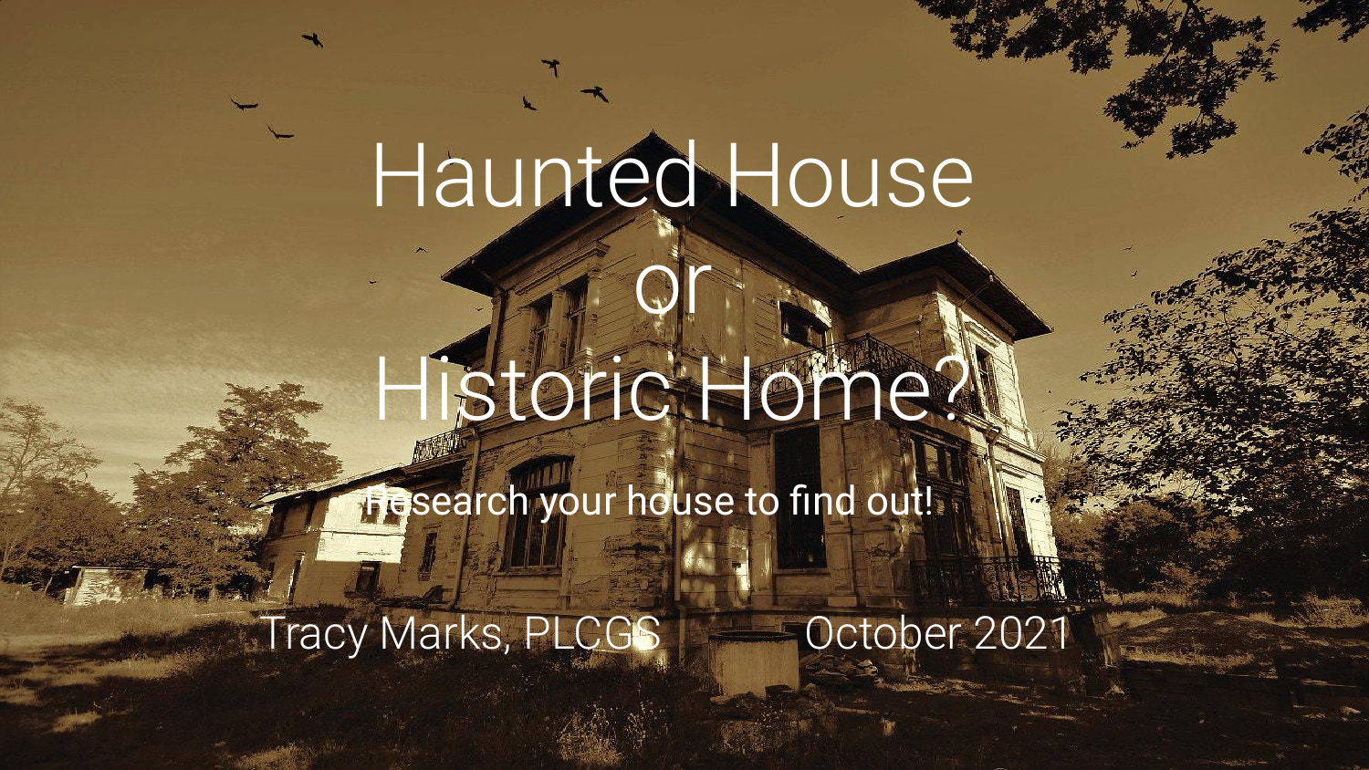# Haunted House or Historic Home?

Research your house to find out!

Tracy Marks, PLCGS

October 2021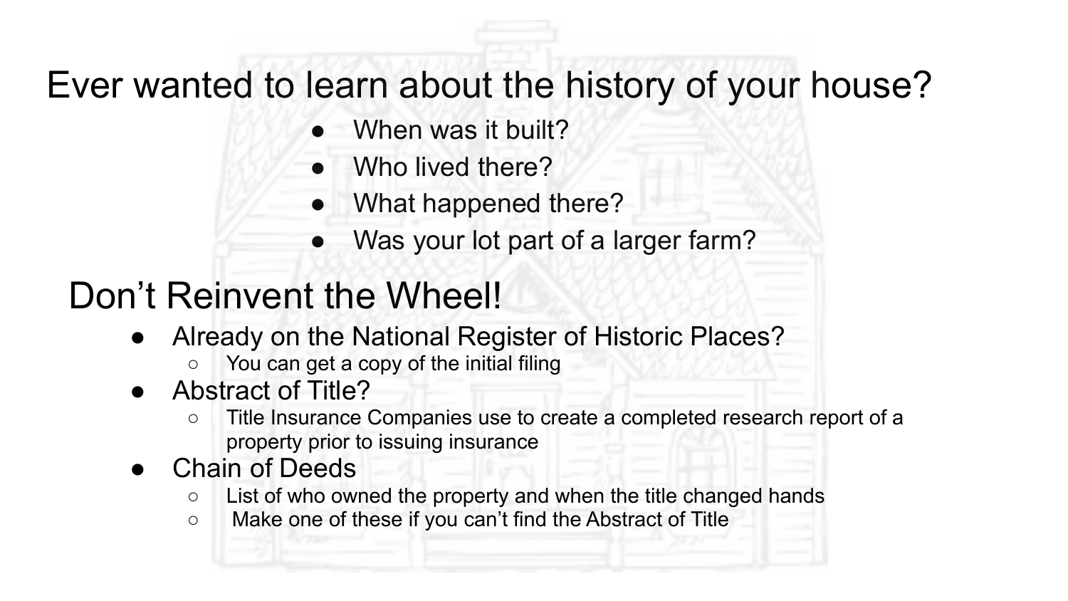# Ever wanted to learn about the history of your house?

- When was it built?
- Who lived there?
- What happened there?
- Was your lot part of a larger farm?

## Don’t Reinvent the Wheel!

- Already on the National Register of Historic Places?
  - You can get a copy of the initial filing
- Abstract of Title?
  - Title Insurance Companies use to create a completed research report of a property prior to issuing insurance
- Chain of Deeds
  - List of who owned the property and when the title changed hands
  - Make one of these if you can’t find the Abstract of Title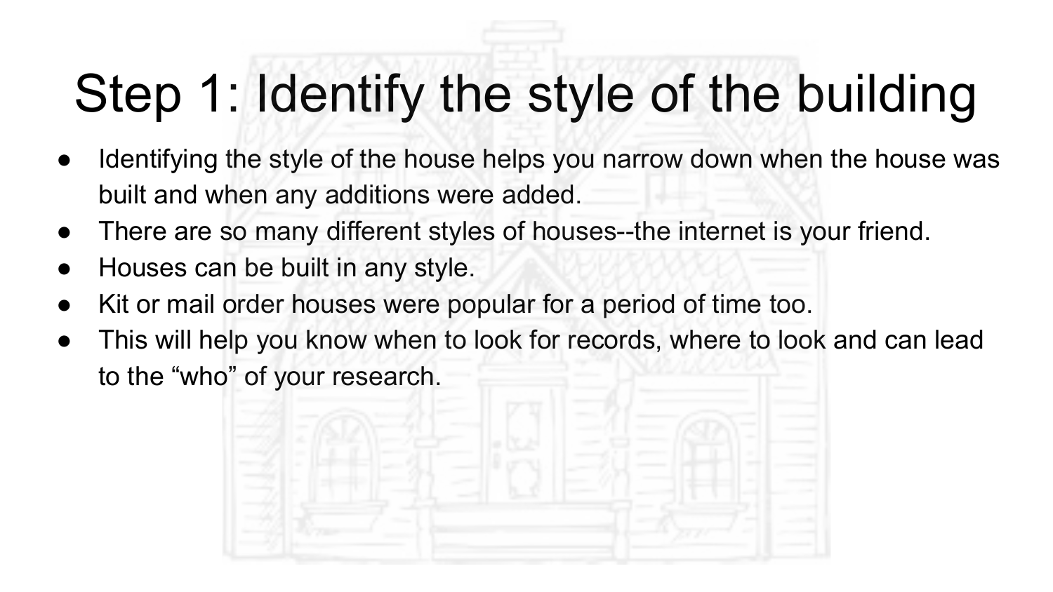# Step 1: Identify the style of the building

- Identifying the style of the house helps you narrow down when the house was built and when any additions were added.
- There are so many different styles of houses--the internet is your friend.
- Houses can be built in any style.
- Kit or mail order houses were popular for a period of time too.
- This will help you know when to look for records, where to look and can lead to the “who” of your research.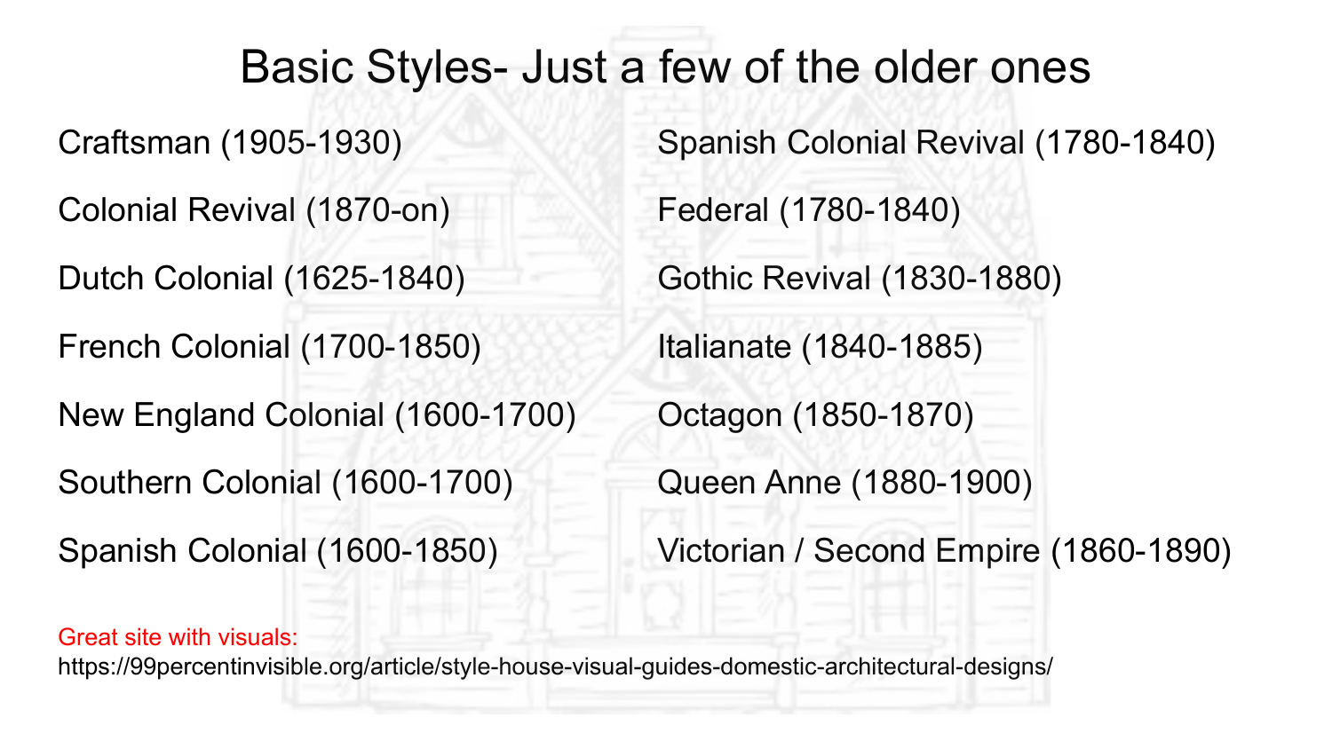# Basic Styles- Just a few of the older ones

- Craftsman (1905-1930)
- Colonial Revival (1870-on)
- Dutch Colonial (1625-1840)
- French Colonial (1700-1850)
- New England Colonial (1600-1700)
- Southern Colonial (1600-1700)
- Spanish Colonial (1600-1850)
- Spanish Colonial Revival (1780-1840)
- Federal (1780-1840)
- Gothic Revival (1830-1880)
- Italianate (1840-1885)
- Octagon (1850-1870)
- Queen Anne (1880-1900)
- Victorian / Second Empire (1860-1890)

Great site with visuals:
https://99percentinvisible.org/article/style-house-visual-guides-domestic-architectural-designs/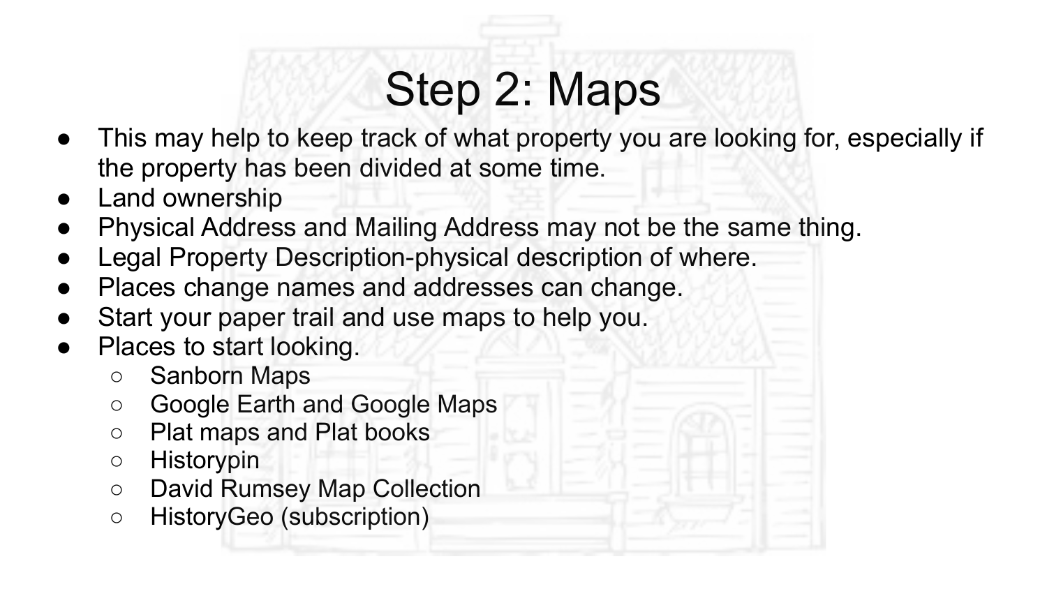# Step 2: Maps

- This may help to keep track of what property you are looking for, especially if the property has been divided at some time.
- Land ownership
- Physical Address and Mailing Address may not be the same thing.
- Legal Property Description-physical description of where.
- Places change names and addresses can change.
- Start your paper trail and use maps to help you.
- Places to start looking.
  - Sanborn Maps
  - Google Earth and Google Maps
  - Plat maps and Plat books
  - Historypin
  - David Rumsey Map Collection
  - HistoryGeo (subscription)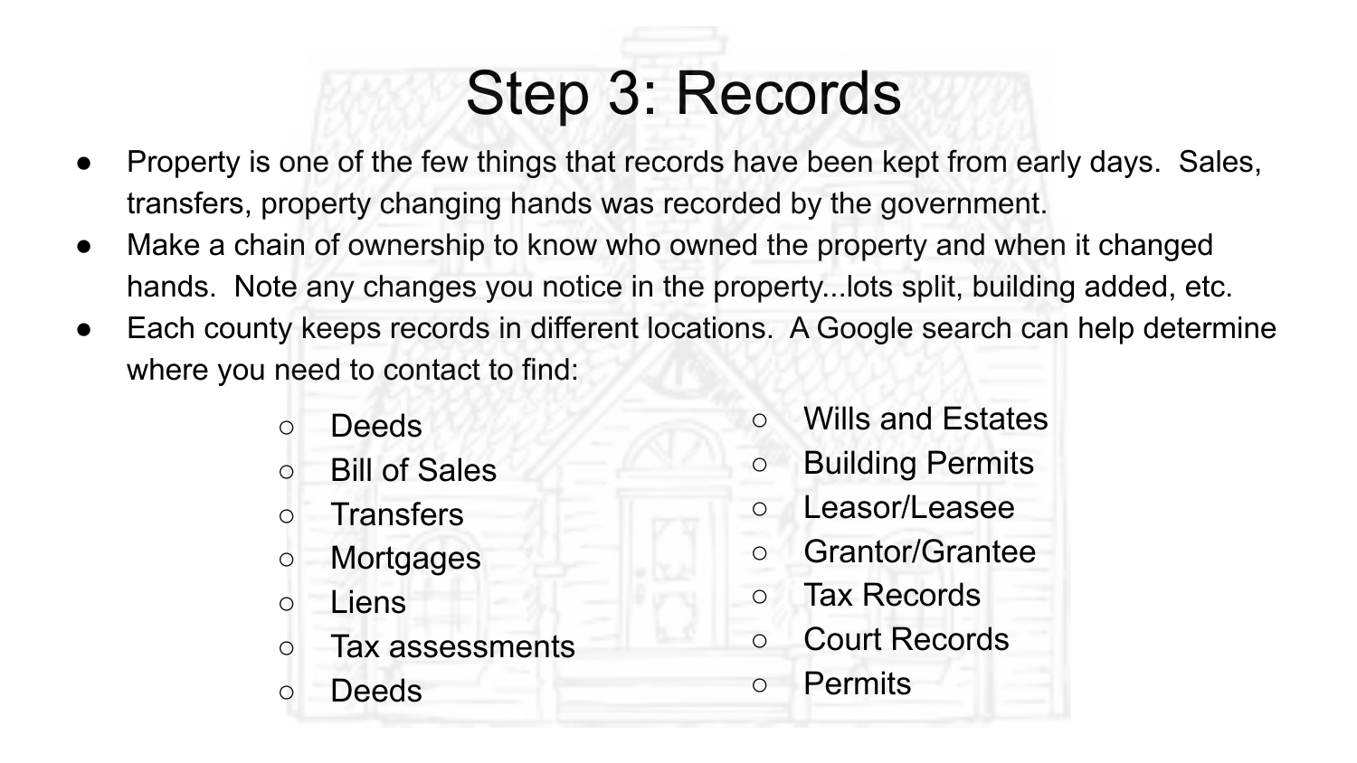# Step 3: Records

- Property is one of the few things that records have been kept from early days.  Sales, transfers, property changing hands was recorded by the government.
- Make a chain of ownership to know who owned the property and when it changed hands.  Note any changes you notice in the property...lots split, building added, etc.
- Each county keeps records in different locations.  A Google search can help determine where you need to contact to find:
  - Deeds
  - Bill of Sales
  - Transfers
  - Mortgages
  - Liens
  - Tax assessments
  - Deeds
  - Wills and Estates
  - Building Permits
  - Leasor/Leasee
  - Grantor/Grantee
  - Tax Records
  - Court Records
  - Permits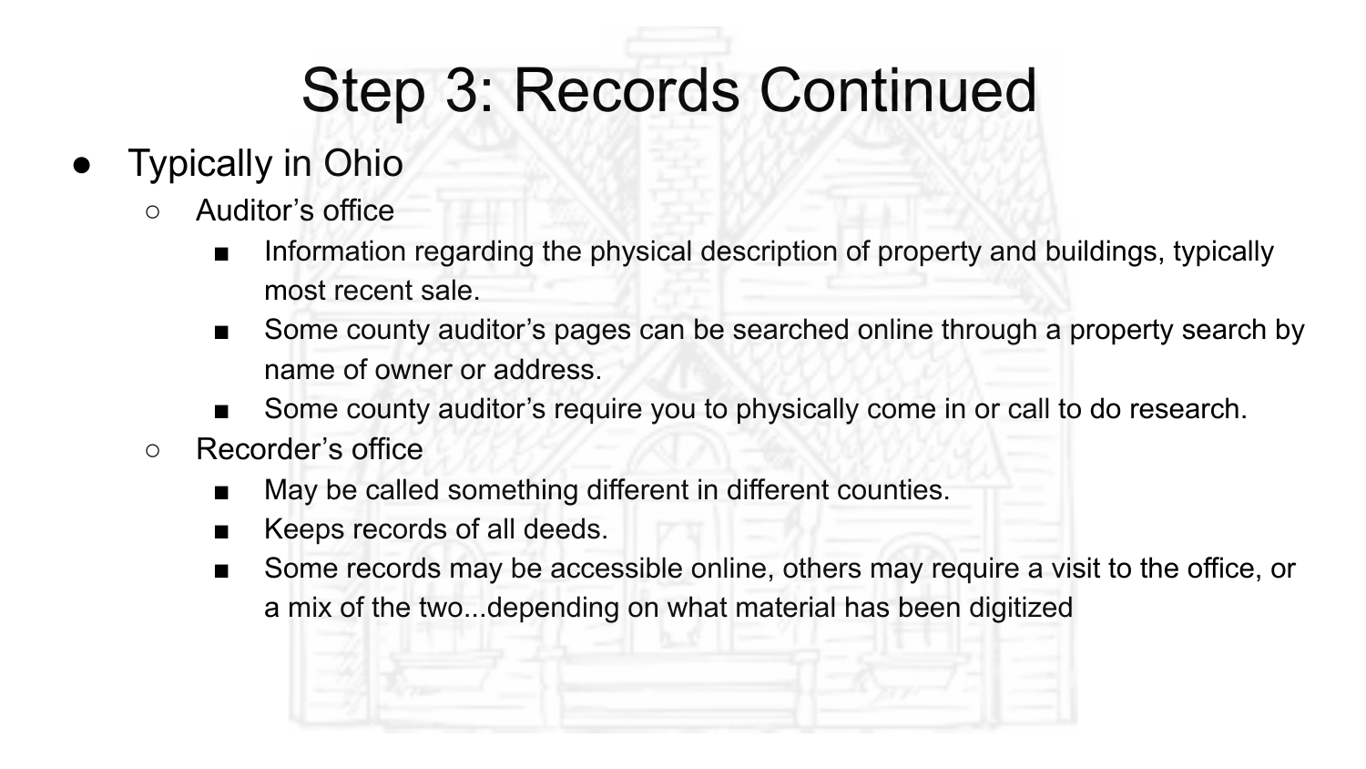# Step 3: Records Continued

- Typically in Ohio
  - Auditor's office
    - Information regarding the physical description of property and buildings, typically most recent sale.
    - Some county auditor's pages can be searched online through a property search by name of owner or address.
    - Some county auditor's require you to physically come in or call to do research.
  - Recorder's office
    - May be called something different in different counties.
    - Keeps records of all deeds.
    - Some records may be accessible online, others may require a visit to the office, or a mix of the two...depending on what material has been digitized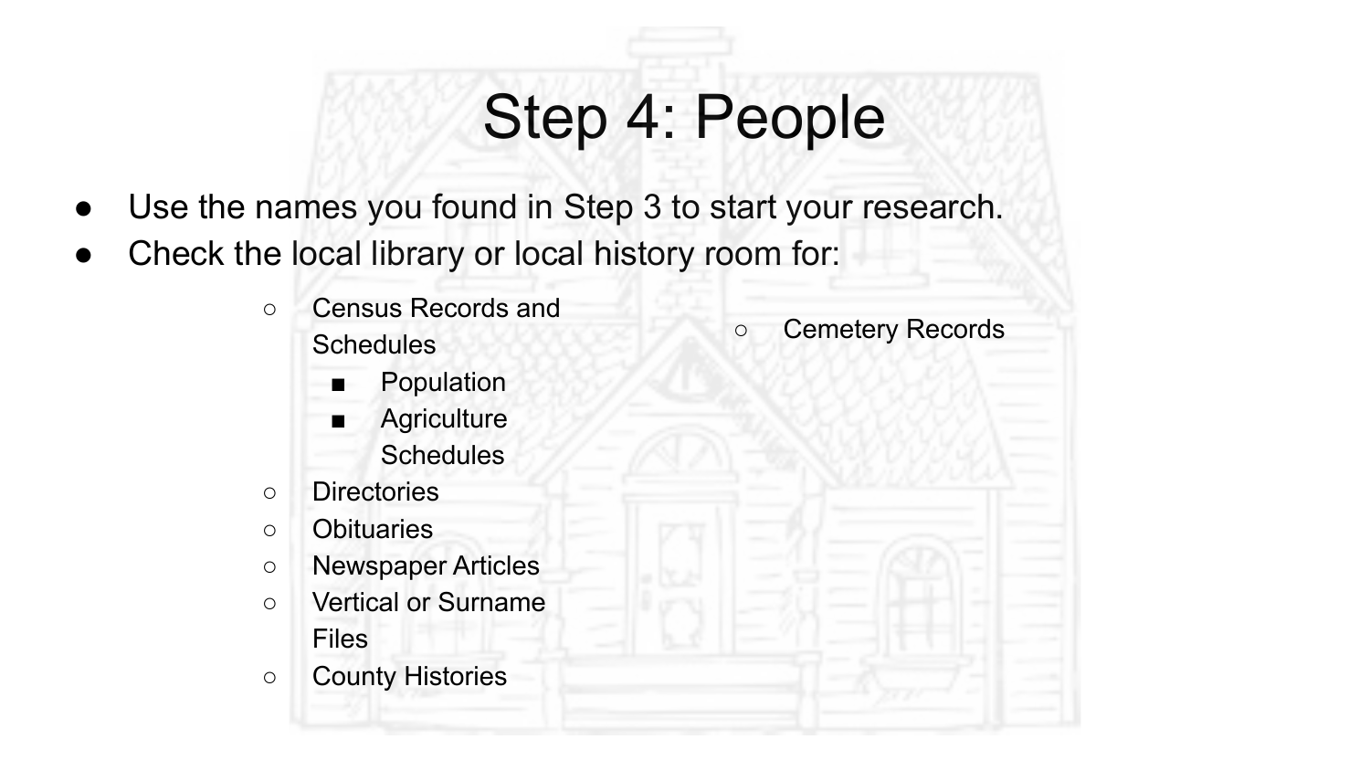# Step 4: People

- Use the names you found in Step 3 to start your research.
- Check the local library or local history room for:
  - Census Records and Schedules
    - Population
    - Agriculture Schedules
  - Directories
  - Obituaries
  - Newspaper Articles
  - Vertical or Surname Files
  - County Histories
  - Cemetery Records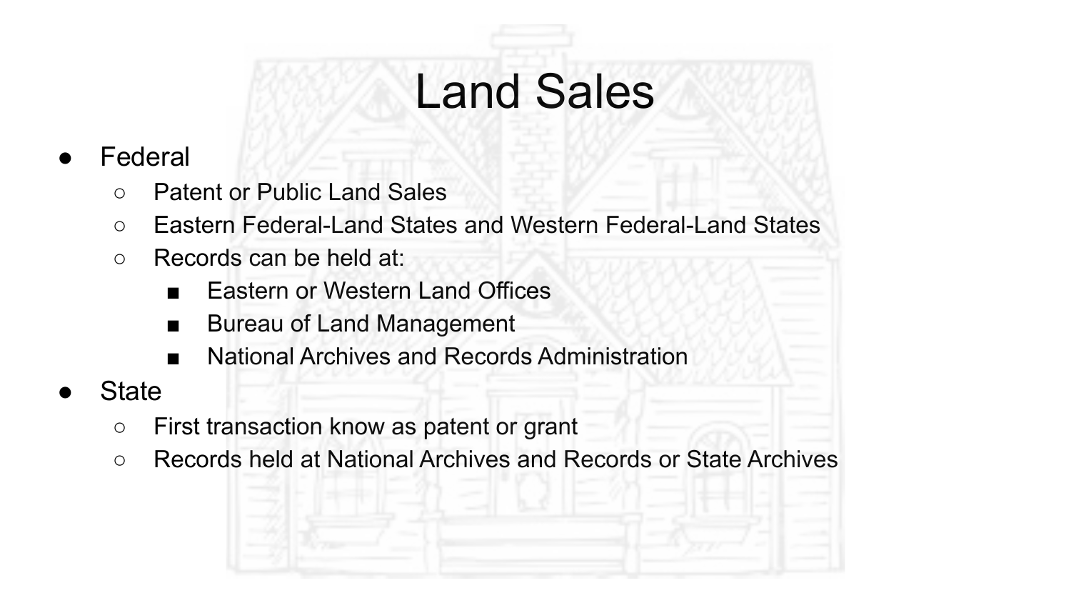# Land Sales

- Federal
  - Patent or Public Land Sales
  - Eastern Federal-Land States and Western Federal-Land States
  - Records can be held at:
    - Eastern or Western Land Offices
    - Bureau of Land Management
    - National Archives and Records Administration
- State
  - First transaction know as patent or grant
  - Records held at National Archives and Records or State Archives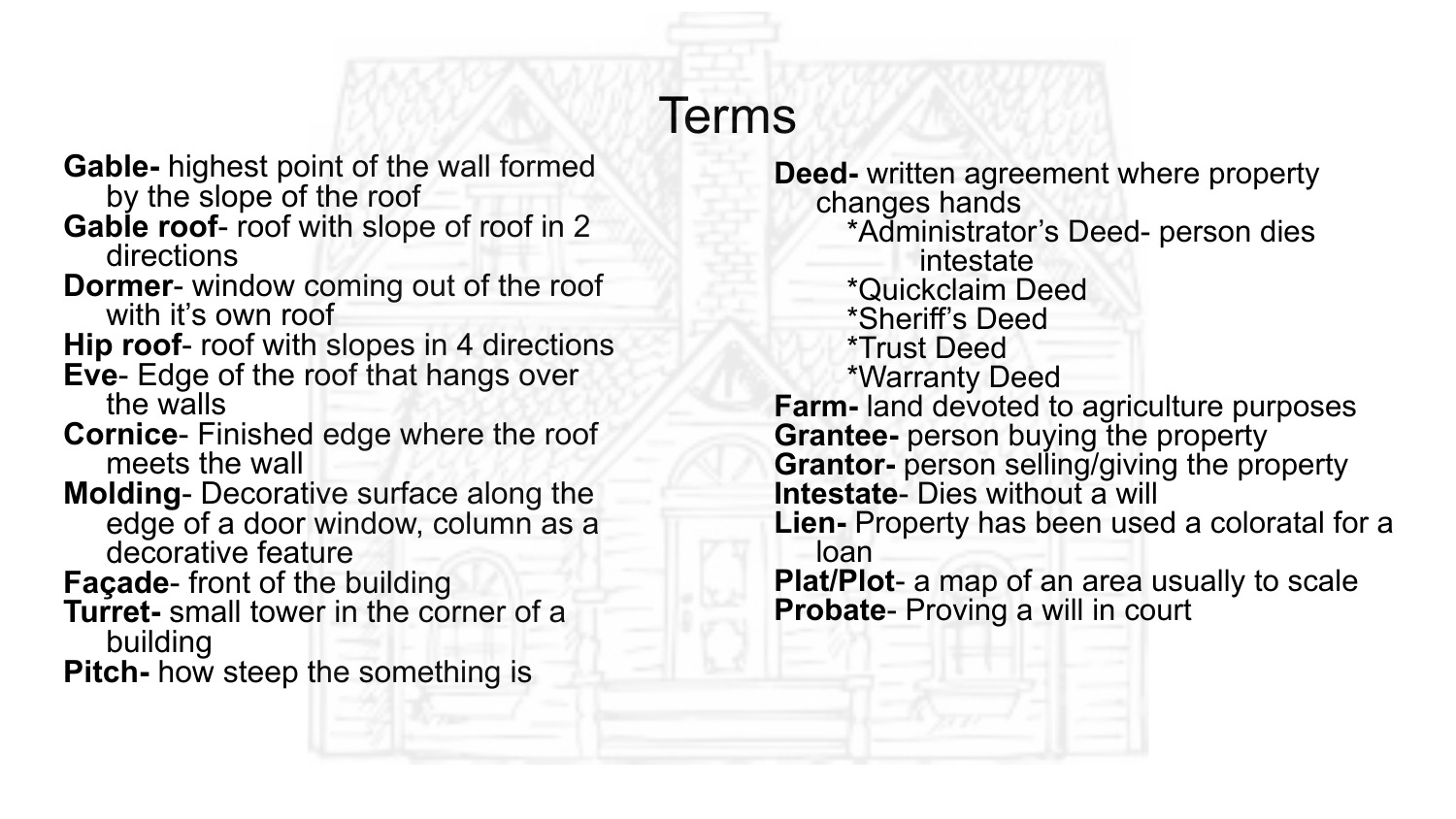# Terms

**Gable-** highest point of the wall formed by the slope of the roof
**Gable roof**- roof with slope of roof in 2 directions
**Dormer**- window coming out of the roof with it's own roof
**Hip roof**- roof with slopes in 4 directions
**Eve**- Edge of the roof that hangs over the walls
**Cornice**- Finished edge where the roof meets the wall
**Molding**- Decorative surface along the edge of a door window, column as a decorative feature
**Façade**- front of the building
**Turret-** small tower in the corner of a building
**Pitch-** how steep the something is

**Deed-** written agreement where property changes hands
- *Administrator's Deed- person dies intestate
- *Quickclaim Deed
- *Sheriff's Deed
- *Trust Deed
- *Warranty Deed

**Farm-** land devoted to agriculture purposes
**Grantee-** person buying the property
**Grantor-** person selling/giving the property
**Intestate**- Dies without a will
**Lien-** Property has been used a coloratal for a loan
**Plat/Plot**- a map of an area usually to scale
**Probate**- Proving a will in court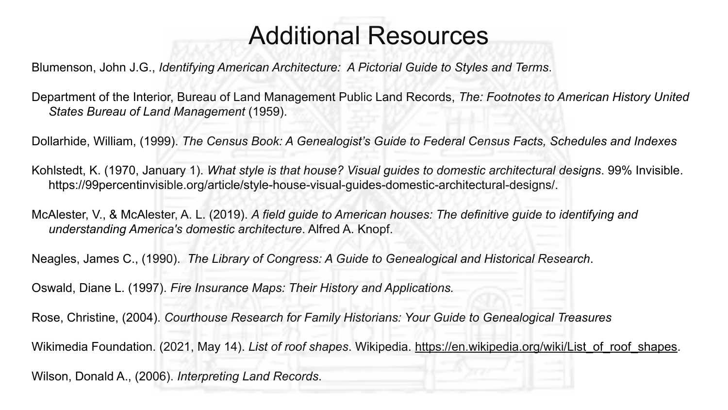# Additional Resources

Blumenson, John J.G., *Identifying American Architecture: A Pictorial Guide to Styles and Terms*.

Department of the Interior, Bureau of Land Management Public Land Records, *The: Footnotes to American History United States Bureau of Land Management* (1959).

Dollarhide, William, (1999). *The Census Book: A Genealogist's Guide to Federal Census Facts, Schedules and Indexes*

Kohlstedt, K. (1970, January 1). *What style is that house? Visual guides to domestic architectural designs*. 99% Invisible. https://99percentinvisible.org/article/style-house-visual-guides-domestic-architectural-designs/.

McAlester, V., & McAlester, A. L. (2019). *A field guide to American houses: The definitive guide to identifying and understanding America's domestic architecture*. Alfred A. Knopf.

Neagles, James C., (1990). *The Library of Congress: A Guide to Genealogical and Historical Research*.

Oswald, Diane L. (1997). *Fire Insurance Maps: Their History and Applications.*

Rose, Christine, (2004). *Courthouse Research for Family Historians: Your Guide to Genealogical Treasures*

Wikimedia Foundation. (2021, May 14). *List of roof shapes*. Wikipedia. https://en.wikipedia.org/wiki/List_of_roof_shapes.

Wilson, Donald A., (2006). *Interpreting Land Records*.